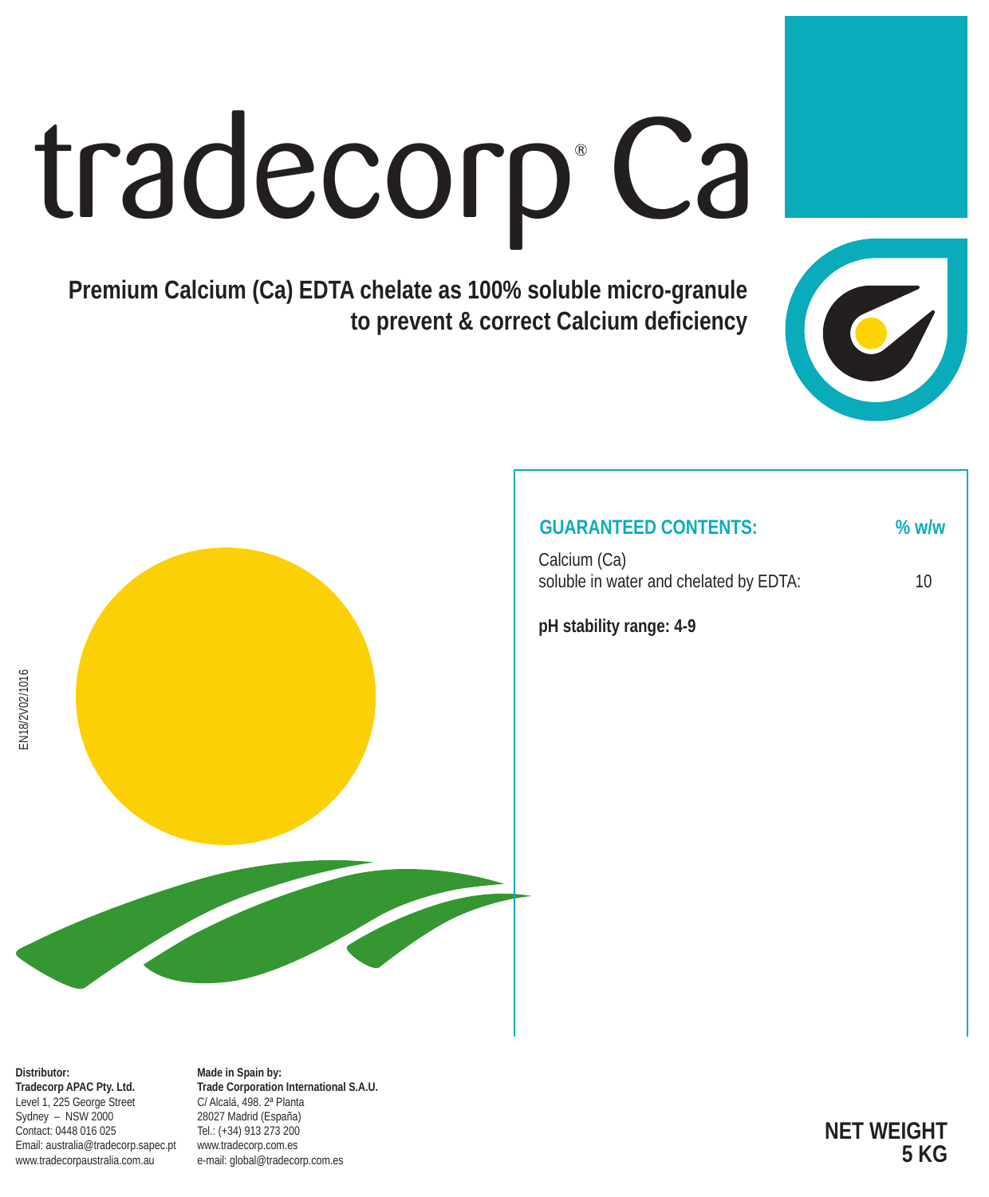# tradecorp® Ca

**Premium Calcium (Ca) EDTA chelate as 100% soluble micro-granule to prevent & correct Calcium deficiency**

| GUARANTEED CONTENTS: | % w/w |
| --- | --- |
| Calcium (Ca) soluble in water and chelated by EDTA: | 10 |

**pH stability range: 4-9**

EN18/2V02/1016

**Distributor:**
**Tradecorp APAC Pty. Ltd.**
Level 1, 225 George Street
Sydney – NSW 2000
Contact: 0448 016 025
Email: australia@tradecorp.sapec.pt
www.tradecorpaustralia.com.au

**Made in Spain by:**
**Trade Corporation International S.A.U.**
C/ Alcalá, 498. 2ª Planta
28027 Madrid (España)
Tel.: (+34) 913 273 200
www.tradecorp.com.es
e-mail: global@tradecorp.com.es

**NET WEIGHT 5 KG**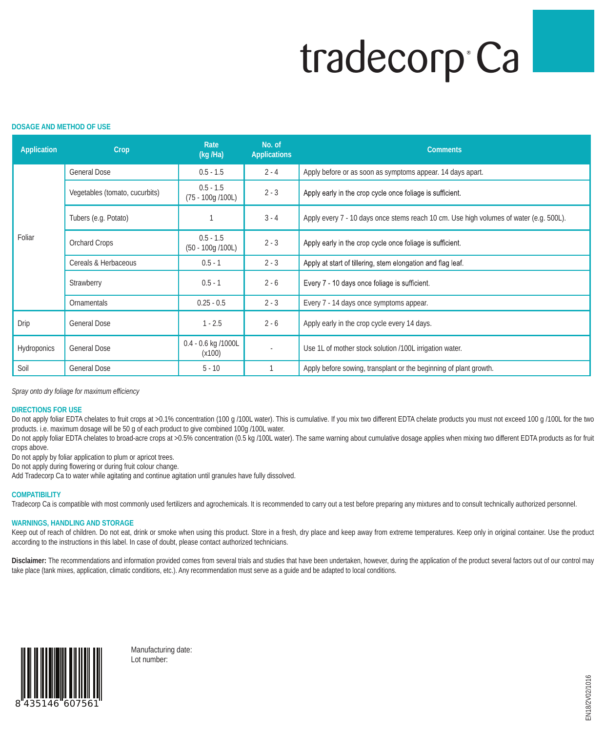# tradecorp® Ca

## DOSAGE AND METHOD OF USE

| Application | Crop | Rate (kg /Ha) | No. of Applications | Comments |
|---|---|---|---|---|
| Foliar | General Dose | 0.5 - 1.5 | 2 - 4 | Apply before or as soon as symptoms appear. 14 days apart. |
| | Vegetables (tomato, cucurbits) | 0.5 - 1.5 (75 - 100g /100L) | 2 - 3 | Apply early in the crop cycle once foliage is sufficient. |
| | Tubers (e.g. Potato) | 1 | 3 - 4 | Apply every 7 - 10 days once stems reach 10 cm. Use high volumes of water (e.g. 500L). |
| | Orchard Crops | 0.5 - 1.5 (50 - 100g /100L) | 2 - 3 | Apply early in the crop cycle once foliage is sufficient. |
| | Cereals & Herbaceous | 0.5 - 1 | 2 - 3 | Apply at start of tillering, stem elongation and flag leaf. |
| | Strawberry | 0.5 - 1 | 2 - 6 | Every 7 - 10 days once foliage is sufficient. |
| | Ornamentals | 0.25 - 0.5 | 2 - 3 | Every 7 - 14 days once symptoms appear. |
| Drip | General Dose | 1 - 2.5 | 2 - 6 | Apply early in the crop cycle every 14 days. |
| Hydroponics | General Dose | 0.4 - 0.6 kg /1000L (x100) | - | Use 1L of mother stock solution /100L irrigation water. |
| Soil | General Dose | 5 - 10 | 1 | Apply before sowing, transplant or the beginning of plant growth. |

*Spray onto dry foliage for maximum efficiency*

## DIRECTIONS FOR USE

Do not apply foliar EDTA chelates to fruit crops at >0.1% concentration (100 g /100L water). This is cumulative. If you mix two different EDTA chelate products you must not exceed 100 g /100L for the two products. i.e. maximum dosage will be 50 g of each product to give combined 100g /100L water.
Do not apply foliar EDTA chelates to broad-acre crops at >0.5% concentration (0.5 kg /100L water). The same warning about cumulative dosage applies when mixing two different EDTA products as for fruit crops above.
Do not apply by foliar application to plum or apricot trees.
Do not apply during flowering or during fruit colour change.
Add Tradecorp Ca to water while agitating and continue agitation until granules have fully dissolved.

## COMPATIBILITY

Tradecorp Ca is compatible with most commonly used fertilizers and agrochemicals. It is recommended to carry out a test before preparing any mixtures and to consult technically authorized personnel.

## WARNINGS, HANDLING AND STORAGE

Keep out of reach of children. Do not eat, drink or smoke when using this product. Store in a fresh, dry place and keep away from extreme temperatures. Keep only in original container. Use the product according to the instructions in this label. In case of doubt, please contact authorized technicians.

**Disclaimer:** The recommendations and information provided comes from several trials and studies that have been undertaken, however, during the application of the product several factors out of our control may take place (tank mixes, application, climatic conditions, etc.). Any recommendation must serve as a guide and be adapted to local conditions.

8 435146 607561

Manufacturing date:
Lot number:

EN18/2V02/1016